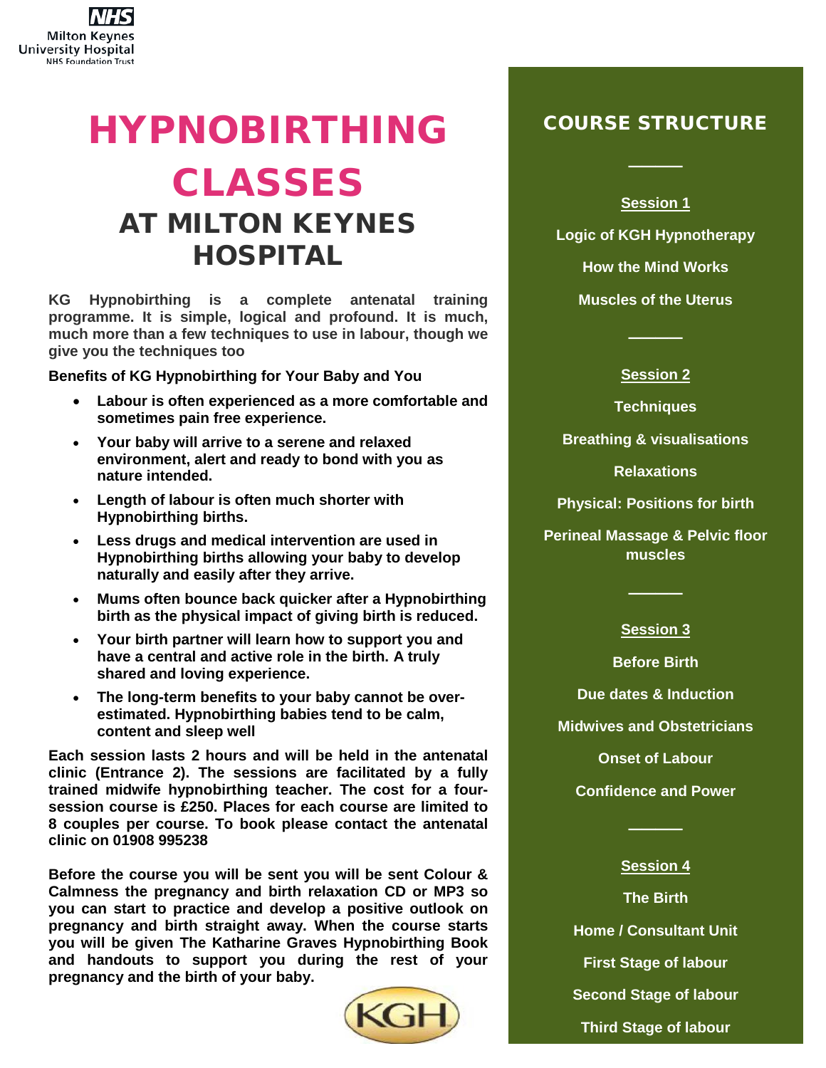NHS
Milton Keynes
University Hospital
NHS Foundation Trust

# HYPNOBIRTHING CLASSES

## AT MILTON KEYNES HOSPITAL

**KG Hypnobirthing is a complete antenatal training programme. It is simple, logical and profound. It is much, much more than a few techniques to use in labour, though we give you the techniques too**

**Benefits of KG Hypnobirthing for Your Baby and You**

- **Labour is often experienced as a more comfortable and sometimes pain free experience.**
- **Your baby will arrive to a serene and relaxed environment, alert and ready to bond with you as nature intended.**
- **Length of labour is often much shorter with Hypnobirthing births.**
- **Less drugs and medical intervention are used in Hypnobirthing births allowing your baby to develop naturally and easily after they arrive.**
- **Mums often bounce back quicker after a Hypnobirthing birth as the physical impact of giving birth is reduced.**
- **Your birth partner will learn how to support you and have a central and active role in the birth. A truly shared and loving experience.**
- **The long-term benefits to your baby cannot be over-estimated. Hypnobirthing babies tend to be calm, content and sleep well**

**Each session lasts 2 hours and will be held in the antenatal clinic (Entrance 2). The sessions are facilitated by a fully trained midwife hypnobirthing teacher. The cost for a four-session course is £250. Places for each course are limited to 8 couples per course. To book please contact the antenatal clinic on 01908 995238**

**Before the course you will be sent you will be sent Colour & Calmness the pregnancy and birth relaxation CD or MP3 so you can start to practice and develop a positive outlook on pregnancy and birth straight away. When the course starts you will be given The Katharine Graves Hypnobirthing Book and handouts to support you during the rest of your pregnancy and the birth of your baby.**

KGH

## COURSE STRUCTURE

**Session 1**

**Logic of KGH Hypnotherapy**

**How the Mind Works**

**Muscles of the Uterus**

**Session 2**

**Techniques**

**Breathing & visualisations**

**Relaxations**

**Physical: Positions for birth**

**Perineal Massage & Pelvic floor muscles**

**Session 3**

**Before Birth**

**Due dates & Induction**

**Midwives and Obstetricians**

**Onset of Labour**

**Confidence and Power**

**Session 4**

**The Birth**

**Home / Consultant Unit**

**First Stage of labour**

**Second Stage of labour**

**Third Stage of labour**